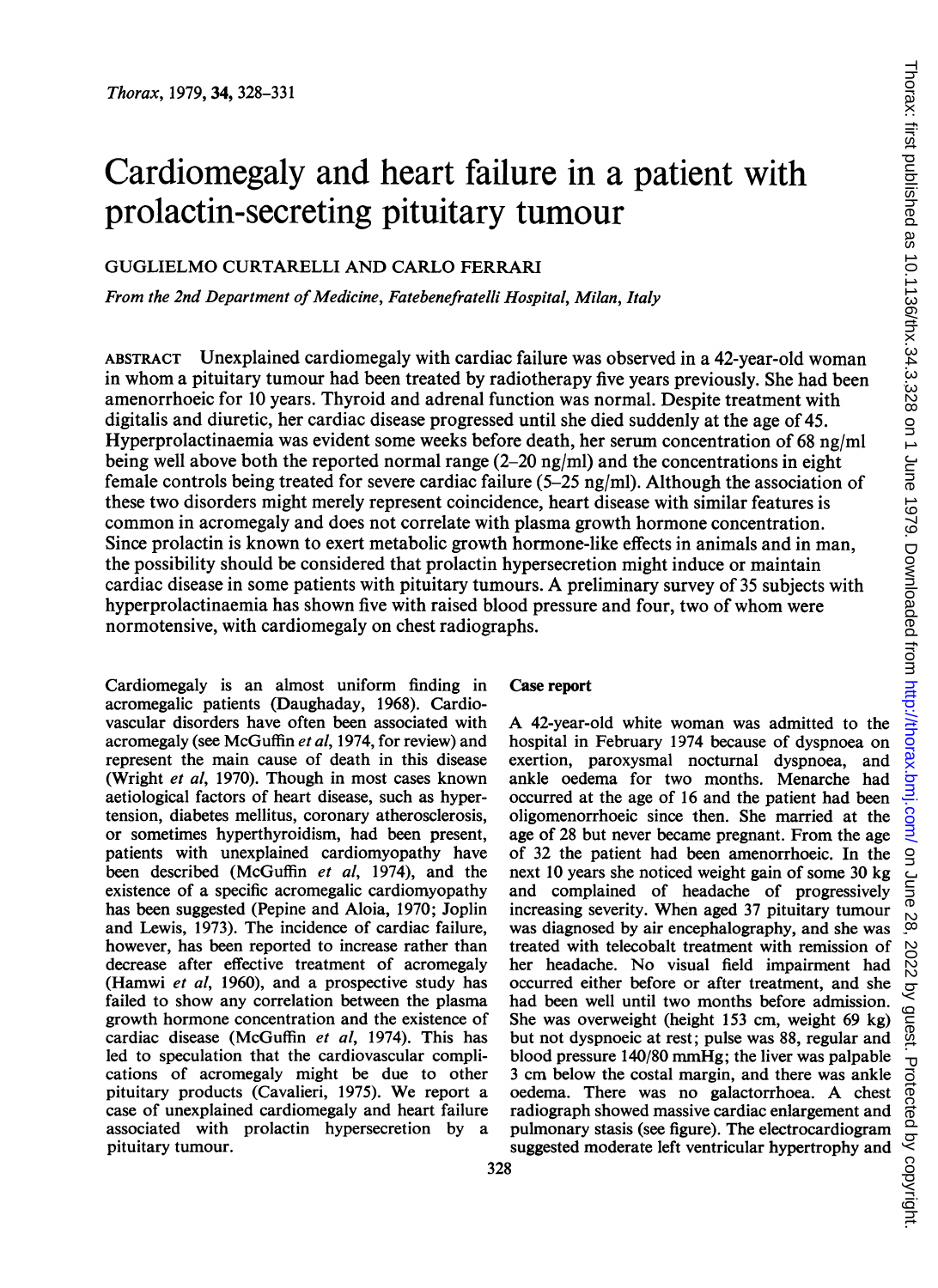# Cardiomegaly and heart failure in a patient with prolactin-secreting pituitary tumour

GUGLIELMO CURTARELLI AND CARLO FERRARI

*From the 2nd Department of Medicine, Fatebenefratelli Hospital, Milan, Italy*

ABSTRACT Unexplained cardiomegaly with cardiac failure was observed in a 42-year-old woman in whom a pituitary tumour had been treated by radiotherapy five years previously. She had been amenorrhoeic for 10 years. Thyroid and adrenal function was normal. Despite treatment with digitalis and diuretic, her cardiac disease progressed until she died suddenly at the age of 45. Hyperprolactinaemia was evident some weeks before death, her serum concentration of 68 ng/ml being well above both the reported normal range (2–20 ng/ml) and the concentrations in eight female controls being treated for severe cardiac failure (5–25 ng/ml). Although the association of these two disorders might merely represent coincidence, heart disease with similar features is common in acromegaly and does not correlate with plasma growth hormone concentration. Since prolactin is known to exert metabolic growth hormone-like effects in animals and in man, the possibility should be considered that prolactin hypersecretion might induce or maintain cardiac disease in some patients with pituitary tumours. A preliminary survey of 35 subjects with hyperprolactinaemia has shown five with raised blood pressure and four, two of whom were normotensive, with cardiomegaly on chest radiographs.

Cardiomegaly is an almost uniform finding in acromegalic patients (Daughaday, 1968). Cardiovascular disorders have often been associated with acromegaly (see McGuffin *et al*, 1974, for review) and represent the main cause of death in this disease (Wright *et al*, 1970). Though in most cases known aetiological factors of heart disease, such as hypertension, diabetes mellitus, coronary atherosclerosis, or sometimes hyperthyroidism, had been present, patients with unexplained cardiomyopathy have been described (McGuffin *et al*, 1974), and the existence of a specific acromegalic cardiomyopathy has been suggested (Pepine and Aloia, 1970; Joplin and Lewis, 1973). The incidence of cardiac failure, however, has been reported to increase rather than decrease after effective treatment of acromegaly (Hamwi *et al*, 1960), and a prospective study has failed to show any correlation between the plasma growth hormone concentration and the existence of cardiac disease (McGuffin *et al*, 1974). This has led to speculation that the cardiovascular complications of acromegaly might be due to other pituitary products (Cavalieri, 1975). We report a case of unexplained cardiomegaly and heart failure associated with prolactin hypersecretion by a pituitary tumour.

## Case report

A 42-year-old white woman was admitted to the hospital in February 1974 because of dyspnoea on exertion, paroxysmal nocturnal dyspnoea, and ankle oedema for two months. Menarche had occurred at the age of 16 and the patient had been oligomenorrhoeic since then. She married at the age of 28 but never became pregnant. From the age of 32 the patient had been amenorrhoeic. In the next 10 years she noticed weight gain of some 30 kg and complained of headache of progressively increasing severity. When aged 37 pituitary tumour was diagnosed by air encephalography, and she was treated with telecobalt treatment with remission of her headache. No visual field impairment had occurred either before or after treatment, and she had been well until two months before admission. She was overweight (height 153 cm, weight 69 kg) but not dyspnoeic at rest; pulse was 88, regular and blood pressure 140/80 mmHg; the liver was palpable 3 cm below the costal margin, and there was ankle oedema. There was no galactorrhoea. A chest radiograph showed massive cardiac enlargement and pulmonary stasis (see figure). The electrocardiogram suggested moderate left ventricular hypertrophy and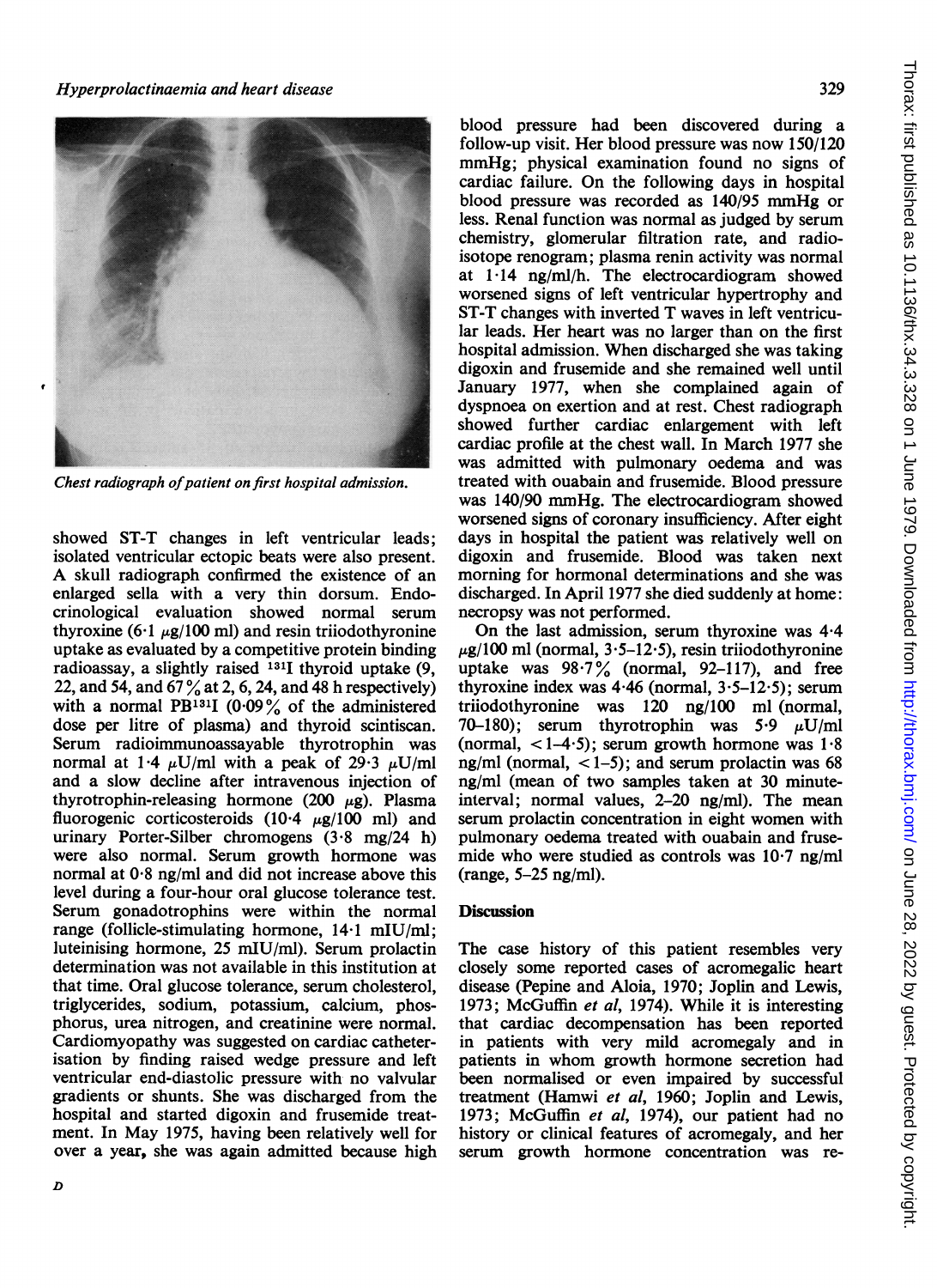Chest radiograph of patient on first hospital admission.

showed ST-T changes in left ventricular leads; isolated ventricular ectopic beats were also present. A skull radiograph confirmed the existence of an enlarged sella with a very thin dorsum. Endocrinological evaluation showed normal serum thyroxine (6·1 μg/100 ml) and resin triiodothyronine uptake as evaluated by a competitive protein binding radioassay, a slightly raised $^{131}$I thyroid uptake (9, 22, and 54, and 67% at 2, 6, 24, and 48 h respectively) with a normal PB$^{131}$I (0·09% of the administered dose per litre of plasma) and thyroid scintiscan. Serum radioimmunoassayable thyrotrophin was normal at 1·4 μU/ml with a peak of 29·3 μU/ml and a slow decline after intravenous injection of thyrotrophin-releasing hormone (200 μg). Plasma fluorogenic corticosteroids (10·4 μg/100 ml) and urinary Porter-Silber chromogens (3·8 mg/24 h) were also normal. Serum growth hormone was normal at 0·8 ng/ml and did not increase above this level during a four-hour oral glucose tolerance test. Serum gonadotrophins were within the normal range (follicle-stimulating hormone, 14·1 mIU/ml; luteinising hormone, 25 mIU/ml). Serum prolactin determination was not available in this institution at that time. Oral glucose tolerance, serum cholesterol, triglycerides, sodium, potassium, calcium, phosphorus, urea nitrogen, and creatinine were normal. Cardiomyopathy was suggested on cardiac catheterisation by finding raised wedge pressure and left ventricular end-diastolic pressure with no valvular gradients or shunts. She was discharged from the hospital and started digoxin and frusemide treatment. In May 1975, having been relatively well for over a year, she was again admitted because high blood pressure had been discovered during a follow-up visit. Her blood pressure was now 150/120 mmHg; physical examination found no signs of cardiac failure. On the following days in hospital blood pressure was recorded as 140/95 mmHg or less. Renal function was normal as judged by serum chemistry, glomerular filtration rate, and radioisotope renogram; plasma renin activity was normal at 1·14 ng/ml/h. The electrocardiogram showed worsened signs of left ventricular hypertrophy and ST-T changes with inverted T waves in left ventricular leads. Her heart was no larger than on the first hospital admission. When discharged she was taking digoxin and frusemide and she remained well until January 1977, when she complained again of dyspnoea on exertion and at rest. Chest radiograph showed further cardiac enlargement with left cardiac profile at the chest wall. In March 1977 she was admitted with pulmonary oedema and was treated with ouabain and frusemide. Blood pressure was 140/90 mmHg. The electrocardiogram showed worsened signs of coronary insufficiency. After eight days in hospital the patient was relatively well on digoxin and frusemide. Blood was taken next morning for hormonal determinations and she was discharged. In April 1977 she died suddenly at home: necropsy was not performed.

On the last admission, serum thyroxine was 4·4 μg/100 ml (normal, 3·5–12·5), resin triiodothyronine uptake was 98·7% (normal, 92–117), and free thyroxine index was 4·46 (normal, 3·5–12·5); serum triiodothyronine was 120 ng/100 ml (normal, 70–180); serum thyrotrophin was 5·9 μU/ml (normal, <1–4·5); serum growth hormone was 1·8 ng/ml (normal, <1–5); and serum prolactin was 68 ng/ml (mean of two samples taken at 30 minute-interval; normal values, 2–20 ng/ml). The mean serum prolactin concentration in eight women with pulmonary oedema treated with ouabain and frusemide who were studied as controls was 10·7 ng/ml (range, 5–25 ng/ml).

## Discussion

The case history of this patient resembles very closely some reported cases of acromegalic heart disease (Pepine and Aloia, 1970; Joplin and Lewis, 1973; McGuffin *et al*, 1974). While it is interesting that cardiac decompensation has been reported in patients with very mild acromegaly and in patients in whom growth hormone secretion had been normalised or even impaired by successful treatment (Hamwi *et al*, 1960; Joplin and Lewis, 1973; McGuffin *et al*, 1974), our patient had no history or clinical features of acromegaly, and her serum growth hormone concentration was re-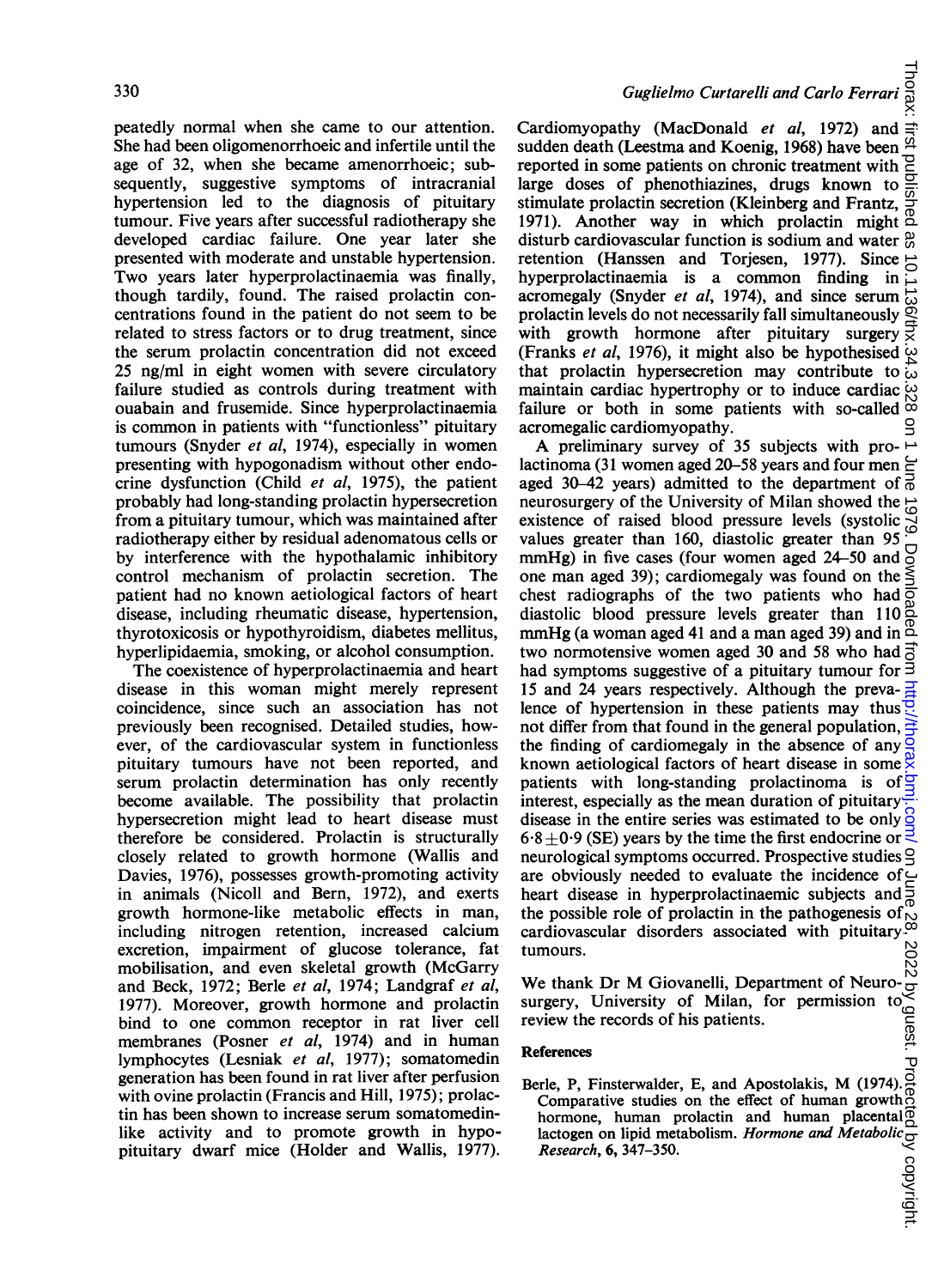peatedly normal when she came to our attention. She had been oligomenorrhoeic and infertile until the age of 32, when she became amenorrhoeic; subsequently, suggestive symptoms of intracranial hypertension led to the diagnosis of pituitary tumour. Five years after successful radiotherapy she developed cardiac failure. One year later she presented with moderate and unstable hypertension. Two years later hyperprolactinaemia was finally, though tardily, found. The raised prolactin concentrations found in the patient do not seem to be related to stress factors or to drug treatment, since the serum prolactin concentration did not exceed 25 ng/ml in eight women with severe circulatory failure studied as controls during treatment with ouabain and frusemide. Since hyperprolactinaemia is common in patients with "functionless" pituitary tumours (Snyder *et al*, 1974), especially in women presenting with hypogonadism without other endocrine dysfunction (Child *et al*, 1975), the patient probably had long-standing prolactin hypersecretion from a pituitary tumour, which was maintained after radiotherapy either by residual adenomatous cells or by interference with the hypothalamic inhibitory control mechanism of prolactin secretion. The patient had no known aetiological factors of heart disease, including rheumatic disease, hypertension, thyrotoxicosis or hypothyroidism, diabetes mellitus, hyperlipidaemia, smoking, or alcohol consumption.

The coexistence of hyperprolactinaemia and heart disease in this woman might merely represent coincidence, since such an association has not previously been recognised. Detailed studies, however, of the cardiovascular system in functionless pituitary tumours have not been reported, and serum prolactin determination has only recently become available. The possibility that prolactin hypersecretion might lead to heart disease must therefore be considered. Prolactin is structurally closely related to growth hormone (Wallis and Davies, 1976), possesses growth-promoting activity in animals (Nicoll and Bern, 1972), and exerts growth hormone-like metabolic effects in man, including nitrogen retention, increased calcium excretion, impairment of glucose tolerance, fat mobilisation, and even skeletal growth (McGarry and Beck, 1972; Berle *et al*, 1974; Landgraf *et al*, 1977). Moreover, growth hormone and prolactin bind to one common receptor in rat liver cell membranes (Posner *et al*, 1974) and in human lymphocytes (Lesniak *et al*, 1977); somatomedin generation has been found in rat liver after perfusion with ovine prolactin (Francis and Hill, 1975); prolactin has been shown to increase serum somatomedin-like activity and to promote growth in hypopituitary dwarf mice (Holder and Wallis, 1977). Cardiomyopathy (MacDonald *et al*, 1972) and sudden death (Leestma and Koenig, 1968) have been reported in some patients on chronic treatment with large doses of phenothiazines, drugs known to stimulate prolactin secretion (Kleinberg and Frantz, 1971). Another way in which prolactin might disturb cardiovascular function is sodium and water retention (Hanssen and Torjesen, 1977). Since hyperprolactinaemia is a common finding in acromegaly (Snyder *et al*, 1974), and since serum prolactin levels do not necessarily fall simultaneously with growth hormone after pituitary surgery (Franks *et al*, 1976), it might also be hypothesised that prolactin hypersecretion may contribute to maintain cardiac hypertrophy or to induce cardiac failure or both in some patients with so-called acromegalic cardiomyopathy.

A preliminary survey of 35 subjects with prolactinoma (31 women aged 20–58 years and four men aged 30–42 years) admitted to the department of neurosurgery of the University of Milan showed the existence of raised blood pressure levels (systolic values greater than 160, diastolic greater than 95 mmHg) in five cases (four women aged 24–50 and one man aged 39); cardiomegaly was found on the chest radiographs of the two patients who had diastolic blood pressure levels greater than 110 mmHg (a woman aged 41 and a man aged 39) and in two normotensive women aged 30 and 58 who had had symptoms suggestive of a pituitary tumour for 15 and 24 years respectively. Although the prevalence of hypertension in these patients may thus not differ from that found in the general population, the finding of cardiomegaly in the absence of any known aetiological factors of heart disease in some patients with long-standing prolactinoma is of interest, especially as the mean duration of pituitary disease in the entire series was estimated to be only $6 \cdot 8 \pm 0 \cdot 9$ (SE) years by the time the first endocrine or neurological symptoms occurred. Prospective studies are obviously needed to evaluate the incidence of heart disease in hyperprolactinaemic subjects and the possible role of prolactin in the pathogenesis of cardiovascular disorders associated with pituitary tumours.

We thank Dr M Giovanelli, Department of Neurosurgery, University of Milan, for permission to review the records of his patients.

## References

Berle, P, Finsterwalder, E, and Apostolakis, M (1974). Comparative studies on the effect of human growth hormone, human prolactin and human placental lactogen on lipid metabolism. *Hormone and Metabolic Research*, **6**, 347–350.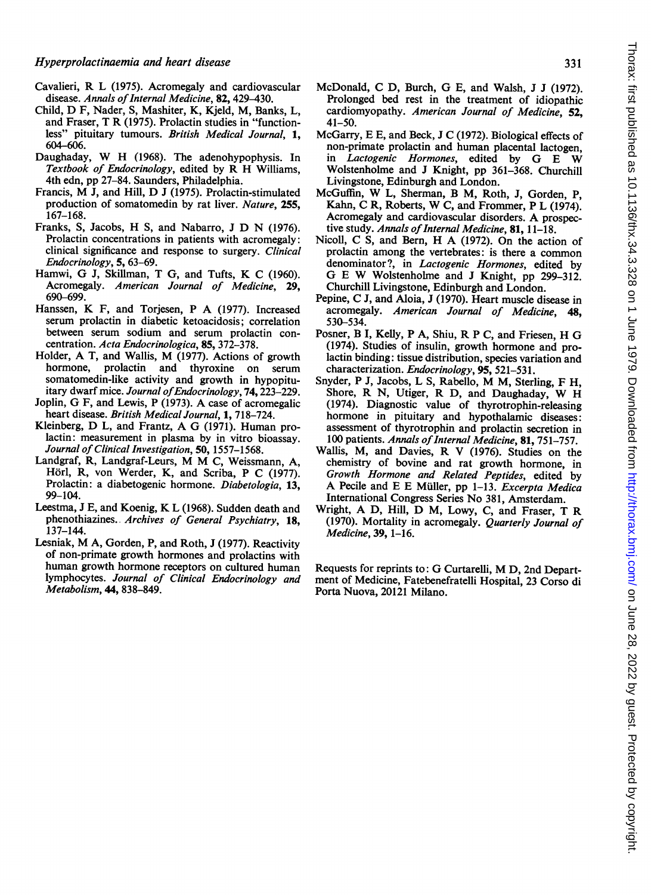Cavalieri, R L (1975). Acromegaly and cardiovascular disease. *Annals of Internal Medicine*, **82**, 429–430.

Child, D F, Nader, S, Mashiter, K, Kjeld, M, Banks, L, and Fraser, T R (1975). Prolactin studies in "functionless" pituitary tumours. *British Medical Journal*, **1**, 604–606.

Daughaday, W H (1968). The adenohypophysis. In *Textbook of Endocrinology*, edited by R H Williams, 4th edn, pp 27–84. Saunders, Philadelphia.

Francis, M J, and Hill, D J (1975). Prolactin-stimulated production of somatomedin by rat liver. *Nature*, **255**, 167–168.

Franks, S, Jacobs, H S, and Nabarro, J D N (1976). Prolactin concentrations in patients with acromegaly: clinical significance and response to surgery. *Clinical Endocrinology*, **5**, 63–69.

Hamwi, G J, Skillman, T G, and Tufts, K C (1960). Acromegaly. *American Journal of Medicine*, **29**, 690–699.

Hanssen, K F, and Torjesen, P A (1977). Increased serum prolactin in diabetic ketoacidosis; correlation between serum sodium and serum prolactin concentration. *Acta Endocrinologica*, **85**, 372–378.

Holder, A T, and Wallis, M (1977). Actions of growth hormone, prolactin and thyroxine on serum somatomedin-like activity and growth in hypopituitary dwarf mice. *Journal of Endocrinology*, **74**, 223–229.

Joplin, G F, and Lewis, P (1973). A case of acromegalic heart disease. *British Medical Journal*, **1**, 718–724.

Kleinberg, D L, and Frantz, A G (1971). Human prolactin: measurement in plasma by in vitro bioassay. *Journal of Clinical Investigation*, **50**, 1557–1568.

Landgraf, R, Landgraf-Leurs, M M C, Weissmann, A, Hörl, R, von Werder, K, and Scriba, P C (1977). Prolactin: a diabetogenic hormone. *Diabetologia*, **13**, 99–104.

Leestma, J E, and Koenig, K L (1968). Sudden death and phenothiazines. *Archives of General Psychiatry*, **18**, 137–144.

Lesniak, M A, Gorden, P, and Roth, J (1977). Reactivity of non-primate growth hormones and prolactins with human growth hormone receptors on cultured human lymphocytes. *Journal of Clinical Endocrinology and Metabolism*, **44**, 838–849.

McDonald, C D, Burch, G E, and Walsh, J J (1972). Prolonged bed rest in the treatment of idiopathic cardiomyopathy. *American Journal of Medicine*, **52**, 41–50.

McGarry, E E, and Beck, J C (1972). Biological effects of non-primate prolactin and human placental lactogen, in *Lactogenic Hormones*, edited by G E W Wolstenholme and J Knight, pp 361–368. Churchill Livingstone, Edinburgh and London.

McGuffin, W L, Sherman, B M, Roth, J, Gorden, P, Kahn, C R, Roberts, W C, and Frommer, P L (1974). Acromegaly and cardiovascular disorders. A prospective study. *Annals of Internal Medicine*, **81**, 11–18.

Nicoll, C S, and Bern, H A (1972). On the action of prolactin among the vertebrates: is there a common denominator?, in *Lactogenic Hormones*, edited by G E W Wolstenholme and J Knight, pp 299–312. Churchill Livingstone, Edinburgh and London.

Pepine, C J, and Aloia, J (1970). Heart muscle disease in acromegaly. *American Journal of Medicine*, **48**, 530–534.

Posner, B I, Kelly, P A, Shiu, R P C, and Friesen, H G (1974). Studies of insulin, growth hormone and prolactin binding: tissue distribution, species variation and characterization. *Endocrinology*, **95**, 521–531.

Snyder, P J, Jacobs, L S, Rabello, M M, Sterling, F H, Shore, R N, Utiger, R D, and Daughaday, W H (1974). Diagnostic value of thyrotrophin-releasing hormone in pituitary and hypothalamic diseases: assessment of thyrotrophin and prolactin secretion in 100 patients. *Annals of Internal Medicine*, **81**, 751–757.

Wallis, M, and Davies, R V (1976). Studies on the chemistry of bovine and rat growth hormone, in *Growth Hormone and Related Peptides*, edited by A Pecile and E E Müller, pp 1–13. *Excerpta Medica* International Congress Series No 381, Amsterdam.

Wright, A D, Hill, D M, Lowy, C, and Fraser, T R (1970). Mortality in acromegaly. *Quarterly Journal of Medicine*, **39**, 1–16.

Requests for reprints to: G Curtarelli, M D, 2nd Department of Medicine, Fatebenefratelli Hospital, 23 Corso di Porta Nuova, 20121 Milano.